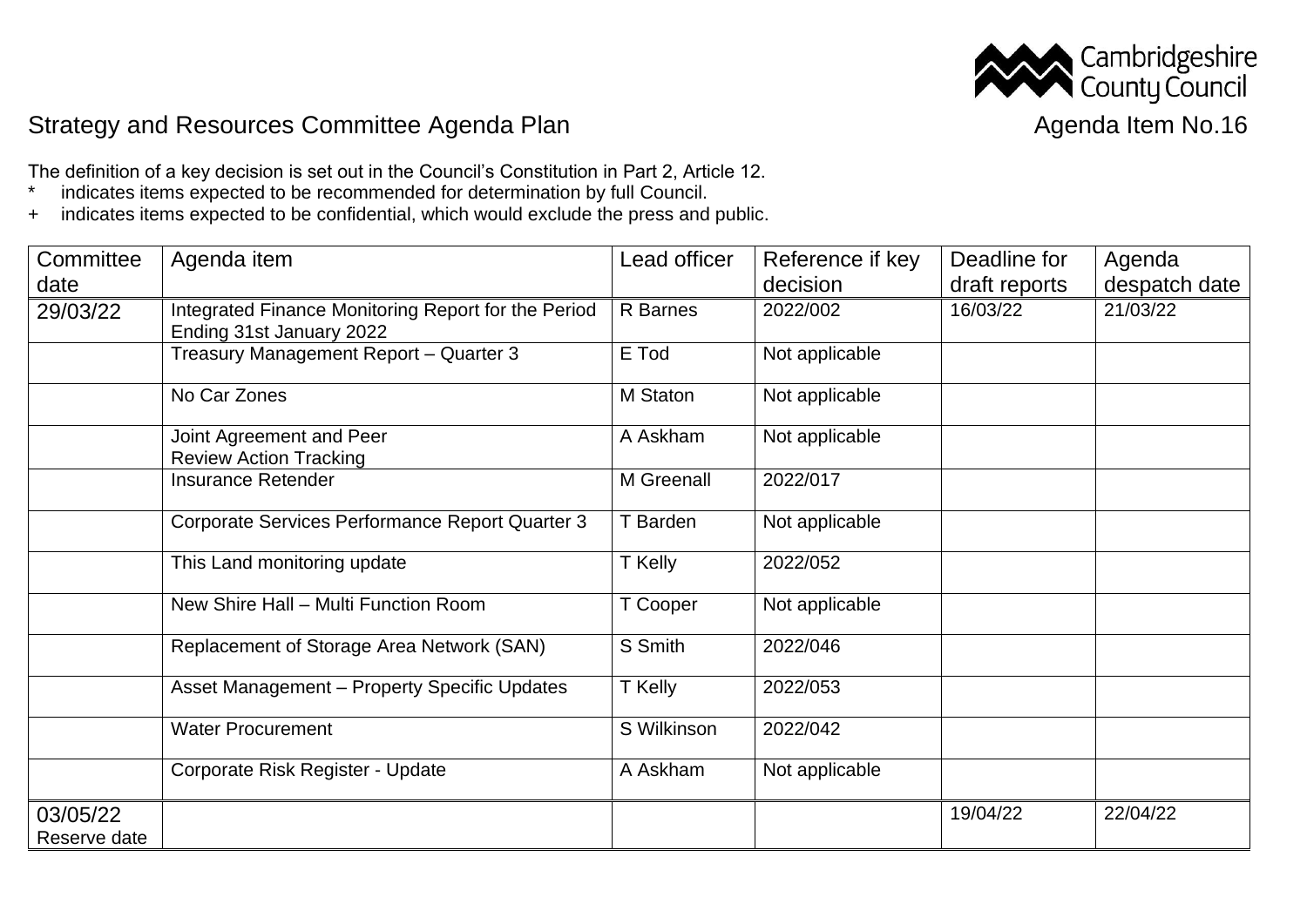Cambridgeshire County Council

# Strategy and Resources Committee Agenda Plan

Agenda Item No.16

The definition of a key decision is set out in the Council's Constitution in Part 2, Article 12.
* indicates items expected to be recommended for determination by full Council.
+ indicates items expected to be confidential, which would exclude the press and public.

| Committee date | Agenda item | Lead officer | Reference if key decision | Deadline for draft reports | Agenda despatch date |
|---|---|---|---|---|---|
| 29/03/22 | Integrated Finance Monitoring Report for the Period Ending 31st January 2022 | R Barnes | 2022/002 | 16/03/22 | 21/03/22 |
| | Treasury Management Report – Quarter 3 | E Tod | Not applicable | | |
| | No Car Zones | M Staton | Not applicable | | |
| | Joint Agreement and Peer Review Action Tracking | A Askham | Not applicable | | |
| | Insurance Retender | M Greenall | 2022/017 | | |
| | Corporate Services Performance Report Quarter 3 | T Barden | Not applicable | | |
| | This Land monitoring update | T Kelly | 2022/052 | | |
| | New Shire Hall – Multi Function Room | T Cooper | Not applicable | | |
| | Replacement of Storage Area Network (SAN) | S Smith | 2022/046 | | |
| | Asset Management – Property Specific Updates | T Kelly | 2022/053 | | |
| | Water Procurement | S Wilkinson | 2022/042 | | |
| | Corporate Risk Register - Update | A Askham | Not applicable | | |
| 03/05/22 Reserve date | | | | 19/04/22 | 22/04/22 |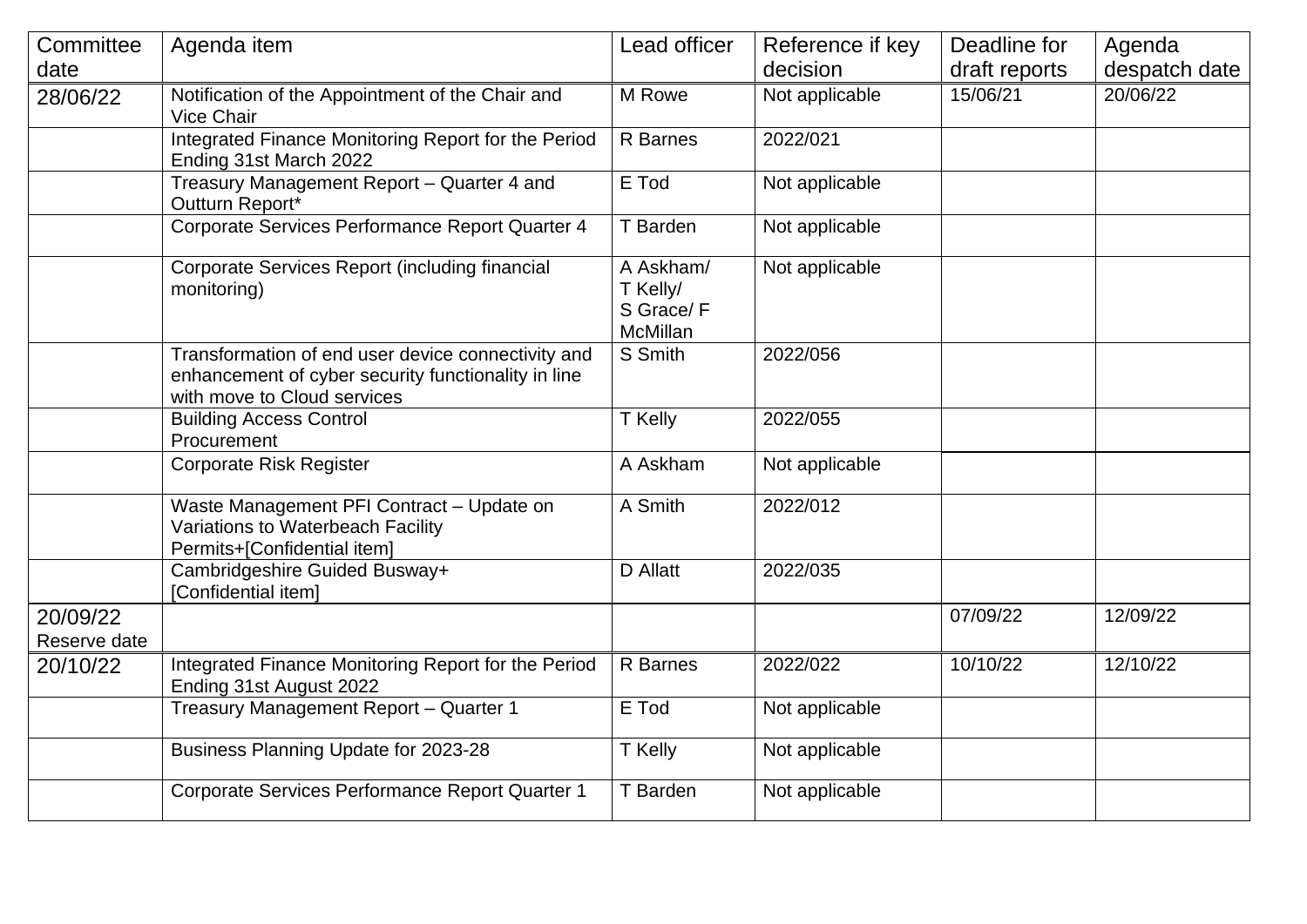| Committee date | Agenda item | Lead officer | Reference if key decision | Deadline for draft reports | Agenda despatch date |
|---|---|---|---|---|---|
| 28/06/22 | Notification of the Appointment of the Chair and Vice Chair | M Rowe | Not applicable | 15/06/21 | 20/06/22 |
| | Integrated Finance Monitoring Report for the Period Ending 31st March 2022 | R Barnes | 2022/021 | | |
| | Treasury Management Report – Quarter 4 and Outturn Report* | E Tod | Not applicable | | |
| | Corporate Services Performance Report Quarter 4 | T Barden | Not applicable | | |
| | Corporate Services Report (including financial monitoring) | A Askham/ T Kelly/ S Grace/ F McMillan | Not applicable | | |
| | Transformation of end user device connectivity and enhancement of cyber security functionality in line with move to Cloud services | S Smith | 2022/056 | | |
| | Building Access Control Procurement | T Kelly | 2022/055 | | |
| | Corporate Risk Register | A Askham | Not applicable | | |
| | Waste Management PFI Contract – Update on Variations to Waterbeach Facility Permits+[Confidential item] | A Smith | 2022/012 | | |
| | Cambridgeshire Guided Busway+ [Confidential item] | D Allatt | 2022/035 | | |
| 20/09/22 Reserve date | | | | 07/09/22 | 12/09/22 |
| 20/10/22 | Integrated Finance Monitoring Report for the Period Ending 31st August 2022 | R Barnes | 2022/022 | 10/10/22 | 12/10/22 |
| | Treasury Management Report – Quarter 1 | E Tod | Not applicable | | |
| | Business Planning Update for 2023-28 | T Kelly | Not applicable | | |
| | Corporate Services Performance Report Quarter 1 | T Barden | Not applicable | | |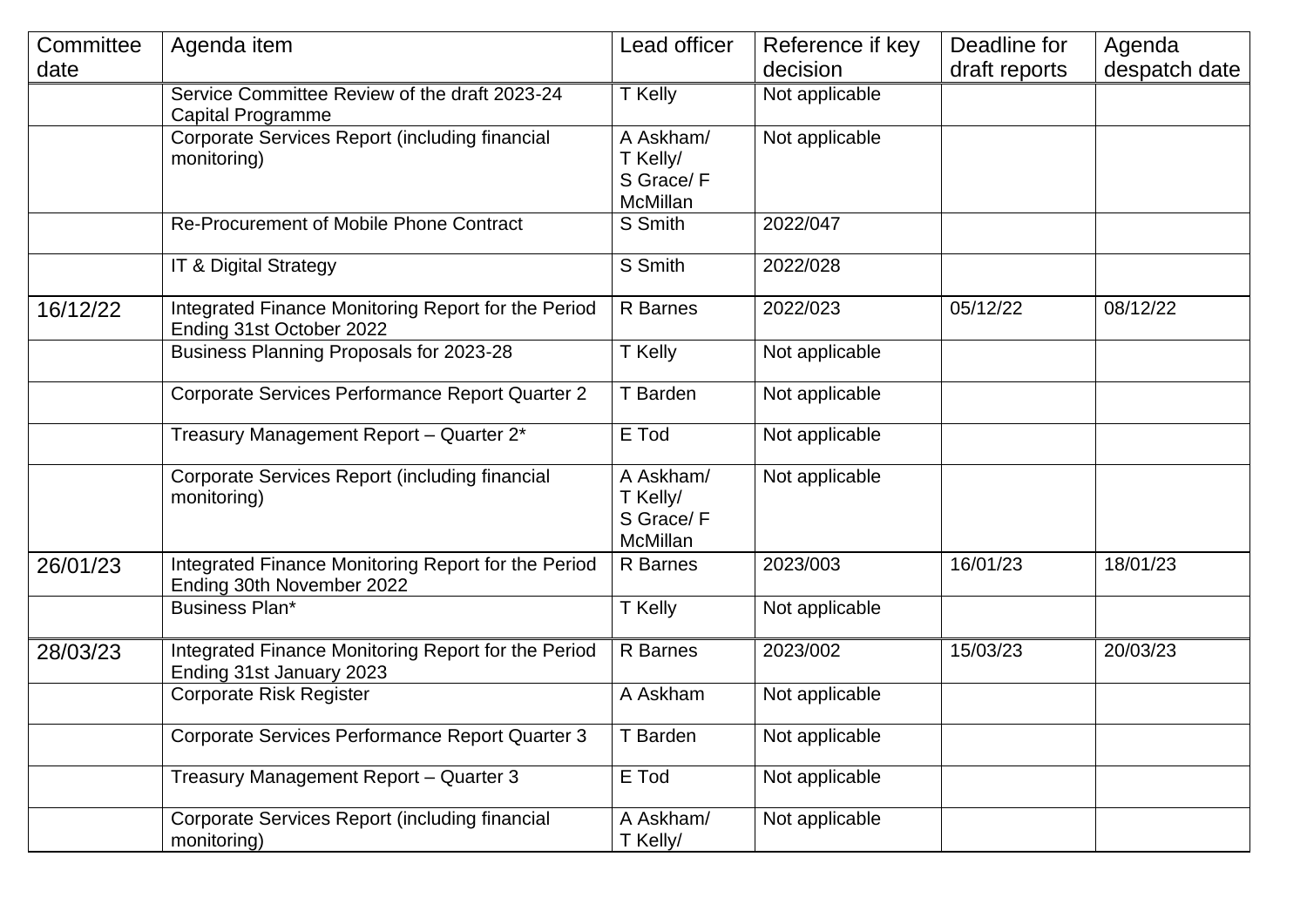| Committee date | Agenda item | Lead officer | Reference if key decision | Deadline for draft reports | Agenda despatch date |
|---|---|---|---|---|---|
| | Service Committee Review of the draft 2023-24 Capital Programme | T Kelly | Not applicable | | |
| | Corporate Services Report (including financial monitoring) | A Askham/ T Kelly/ S Grace/ F McMillan | Not applicable | | |
| | Re-Procurement of Mobile Phone Contract | S Smith | 2022/047 | | |
| | IT & Digital Strategy | S Smith | 2022/028 | | |
| 16/12/22 | Integrated Finance Monitoring Report for the Period Ending 31st October 2022 | R Barnes | 2022/023 | 05/12/22 | 08/12/22 |
| | Business Planning Proposals for 2023-28 | T Kelly | Not applicable | | |
| | Corporate Services Performance Report Quarter 2 | T Barden | Not applicable | | |
| | Treasury Management Report – Quarter 2* | E Tod | Not applicable | | |
| | Corporate Services Report (including financial monitoring) | A Askham/ T Kelly/ S Grace/ F McMillan | Not applicable | | |
| 26/01/23 | Integrated Finance Monitoring Report for the Period Ending 30th November 2022 | R Barnes | 2023/003 | 16/01/23 | 18/01/23 |
| | Business Plan* | T Kelly | Not applicable | | |
| 28/03/23 | Integrated Finance Monitoring Report for the Period Ending 31st January 2023 | R Barnes | 2023/002 | 15/03/23 | 20/03/23 |
| | Corporate Risk Register | A Askham | Not applicable | | |
| | Corporate Services Performance Report Quarter 3 | T Barden | Not applicable | | |
| | Treasury Management Report – Quarter 3 | E Tod | Not applicable | | |
| | Corporate Services Report (including financial monitoring) | A Askham/ T Kelly/ | Not applicable | | |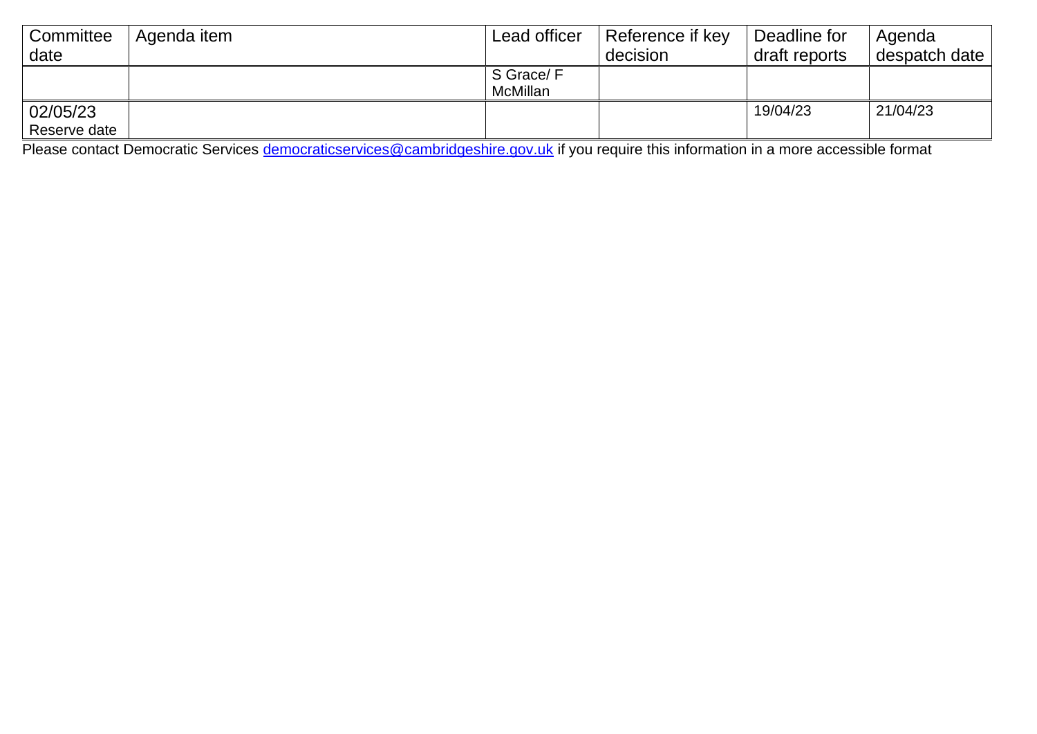| Committee date | Agenda item | Lead officer | Reference if key decision | Deadline for draft reports | Agenda despatch date |
|---|---|---|---|---|---|
| | | S Grace/ F McMillan | | | |
| 02/05/23 Reserve date | | | | 19/04/23 | 21/04/23 |

Please contact Democratic Services [democraticservices@cambridgeshire.gov.uk](mailto:democraticservices@cambridgeshire.gov.uk) if you require this information in a more accessible format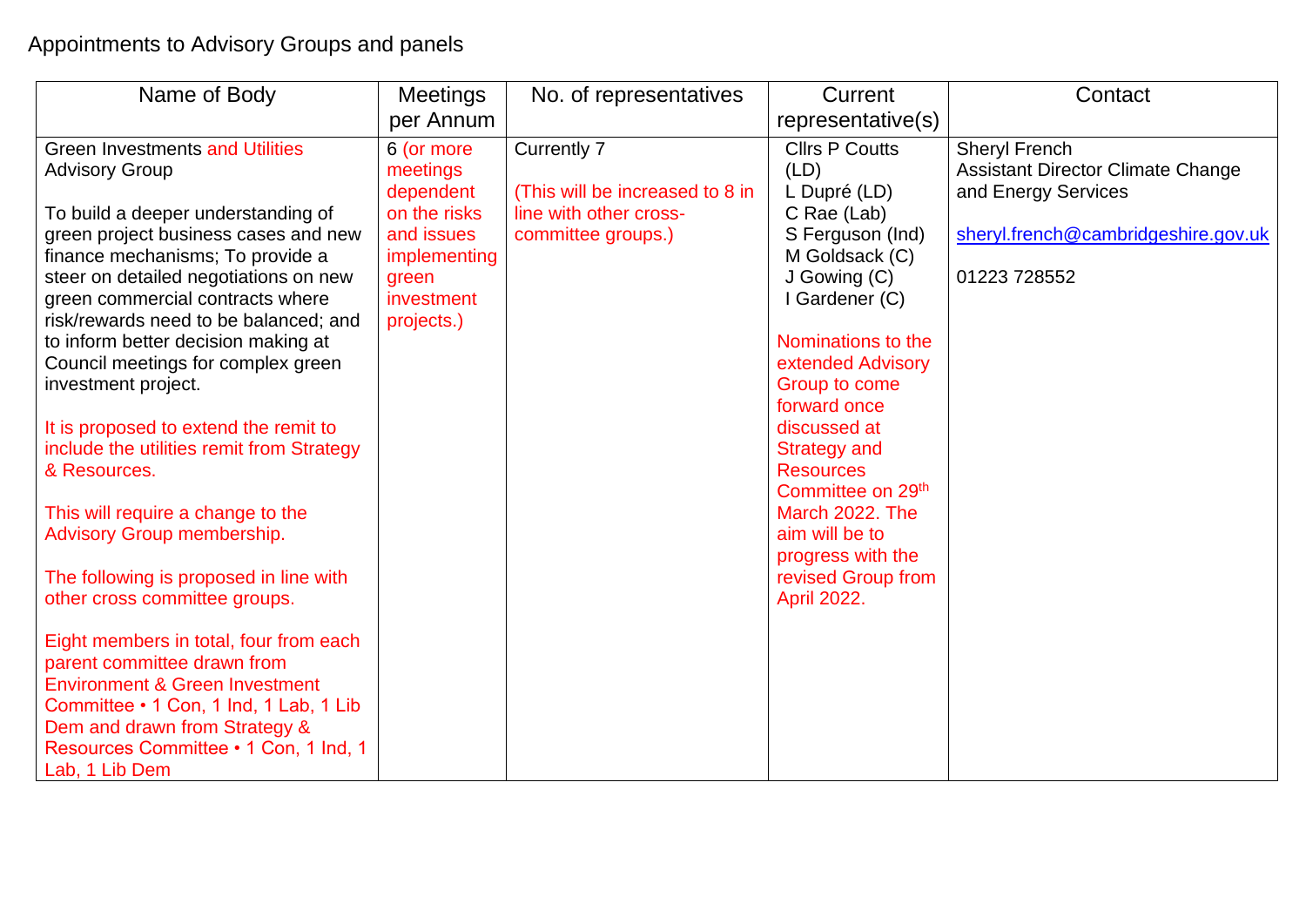Appointments to Advisory Groups and panels

| Name of Body | Meetings per Annum | No. of representatives | Current representative(s) | Contact |
|---|---|---|---|---|
| Green Investments and Utilities Advisory Group<br><br>To build a deeper understanding of green project business cases and new finance mechanisms; To provide a steer on detailed negotiations on new green commercial contracts where risk/rewards need to be balanced; and to inform better decision making at Council meetings for complex green investment project.<br><br>It is proposed to extend the remit to include the utilities remit from Strategy & Resources.<br><br>This will require a change to the Advisory Group membership.<br><br>The following is proposed in line with other cross committee groups.<br><br>Eight members in total, four from each parent committee drawn from Environment & Green Investment Committee • 1 Con, 1 Ind, 1 Lab, 1 Lib Dem and drawn from Strategy & Resources Committee • 1 Con, 1 Ind, 1 Lab, 1 Lib Dem | 6 (or more meetings dependent on the risks and issues implementing green investment projects.) | Currently 7<br><br>(This will be increased to 8 in line with other cross-committee groups.) | Cllrs P Coutts (LD)<br>L Dupré (LD)<br>C Rae (Lab)<br>S Ferguson (Ind)<br>M Goldsack (C)<br>J Gowing (C)<br>I Gardener (C)<br><br>Nominations to the extended Advisory Group to come forward once discussed at Strategy and Resources Committee on 29th March 2022. The aim will be to progress with the revised Group from April 2022. | Sheryl French<br>Assistant Director Climate Change and Energy Services<br><br>sheryl.french@cambridgeshire.gov.uk<br><br>01223 728552 |